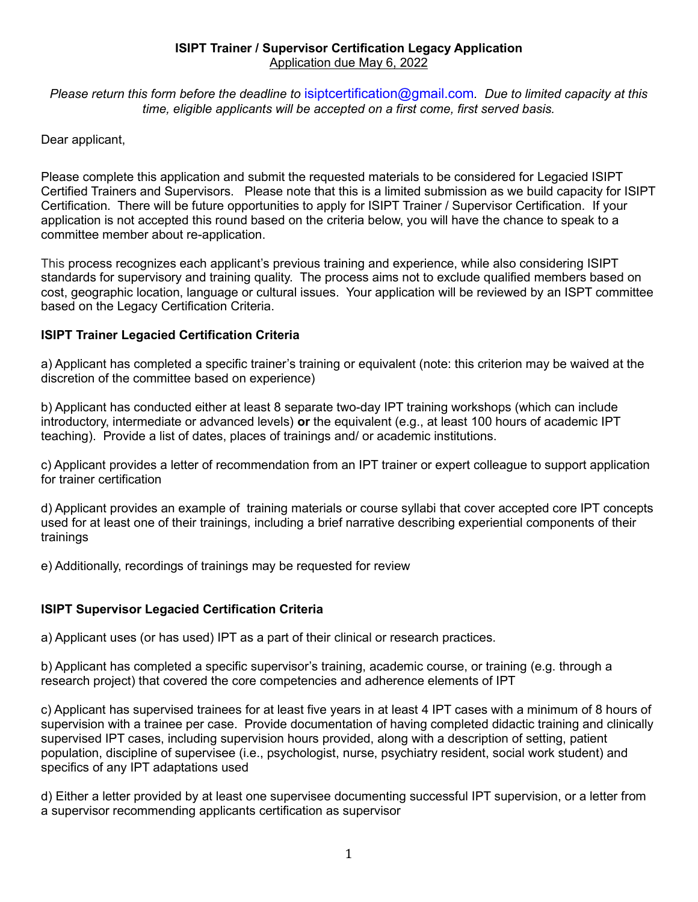**ISIPT Trainer / Supervisor Certification Legacy Application**

Application due May 6, 2022

*Please return this form before the deadline to* isiptcertification@gmail.com*. Due to limited capacity at this time, eligible applicants will be accepted on a first come, first served basis.*

Dear applicant,

Please complete this application and submit the requested materials to be considered for Legacied ISIPT Certified Trainers and Supervisors. Please note that this is a limited submission as we build capacity for ISIPT Certification. There will be future opportunities to apply for ISIPT Trainer / Supervisor Certification. If your application is not accepted this round based on the criteria below, you will have the chance to speak to a committee member about re-application.

This process recognizes each applicant's previous training and experience, while also considering ISIPT standards for supervisory and training quality. The process aims not to exclude qualified members based on cost, geographic location, language or cultural issues. Your application will be reviewed by an ISPT committee based on the Legacy Certification Criteria.

**ISIPT Trainer Legacied Certification Criteria**

a) Applicant has completed a specific trainer's training or equivalent (note: this criterion may be waived at the discretion of the committee based on experience)

b) Applicant has conducted either at least 8 separate two-day IPT training workshops (which can include introductory, intermediate or advanced levels) **or** the equivalent (e.g., at least 100 hours of academic IPT teaching). Provide a list of dates, places of trainings and/ or academic institutions.

c) Applicant provides a letter of recommendation from an IPT trainer or expert colleague to support application for trainer certification

d) Applicant provides an example of training materials or course syllabi that cover accepted core IPT concepts used for at least one of their trainings, including a brief narrative describing experiential components of their trainings

e) Additionally, recordings of trainings may be requested for review

**ISIPT Supervisor Legacied Certification Criteria**

a) Applicant uses (or has used) IPT as a part of their clinical or research practices.

b) Applicant has completed a specific supervisor's training, academic course, or training (e.g. through a research project) that covered the core competencies and adherence elements of IPT

c) Applicant has supervised trainees for at least five years in at least 4 IPT cases with a minimum of 8 hours of supervision with a trainee per case. Provide documentation of having completed didactic training and clinically supervised IPT cases, including supervision hours provided, along with a description of setting, patient population, discipline of supervisee (i.e., psychologist, nurse, psychiatry resident, social work student) and specifics of any IPT adaptations used

d) Either a letter provided by at least one supervisee documenting successful IPT supervision, or a letter from a supervisor recommending applicants certification as supervisor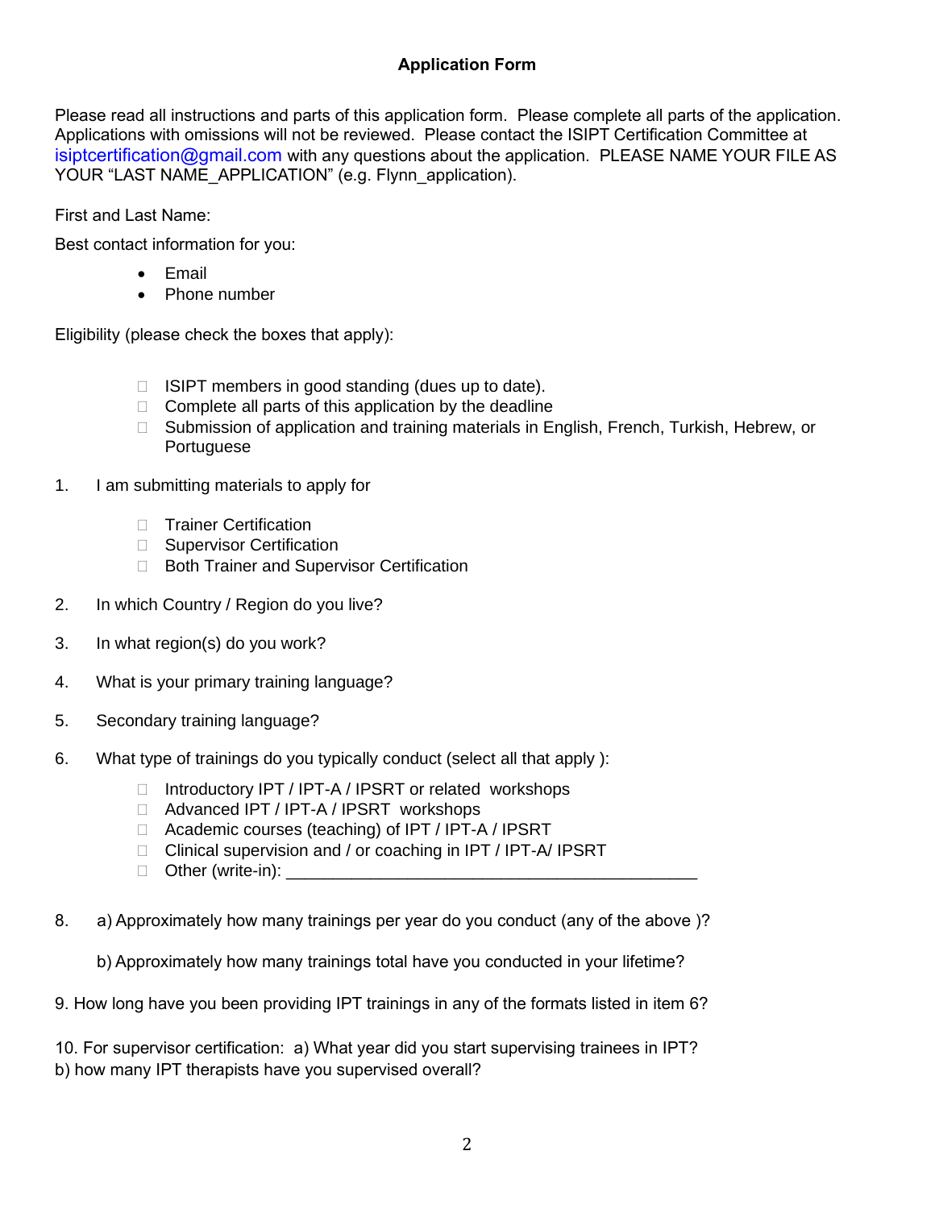**Application Form**

Please read all instructions and parts of this application form. Please complete all parts of the application. Applications with omissions will not be reviewed. Please contact the ISIPT Certification Committee at isiptcertification@gmail.com with any questions about the application. PLEASE NAME YOUR FILE AS YOUR "LAST NAME_APPLICATION" (e.g. Flynn_application).

First and Last Name:

Best contact information for you:

- Email
- Phone number

Eligibility (please check the boxes that apply):

- ☐ ISIPT members in good standing (dues up to date).
- ☐ Complete all parts of this application by the deadline
- ☐ Submission of application and training materials in English, French, Turkish, Hebrew, or Portuguese

1. I am submitting materials to apply for

   - ☐ Trainer Certification
   - ☐ Supervisor Certification
   - ☐ Both Trainer and Supervisor Certification

2. In which Country / Region do you live?

3. In what region(s) do you work?

4. What is your primary training language?

5. Secondary training language?

6. What type of trainings do you typically conduct (select all that apply ):

   - ☐ Introductory IPT / IPT-A / IPSRT or related workshops
   - ☐ Advanced IPT / IPT-A / IPSRT workshops
   - ☐ Academic courses (teaching) of IPT / IPT-A / IPSRT
   - ☐ Clinical supervision and / or coaching in IPT / IPT-A/ IPSRT
   - ☐ Other (write-in): ____________________________________________

8. a) Approximately how many trainings per year do you conduct (any of the above )?

   b) Approximately how many trainings total have you conducted in your lifetime?

9. How long have you been providing IPT trainings in any of the formats listed in item 6?

10. For supervisor certification: a) What year did you start supervising trainees in IPT?
b) how many IPT therapists have you supervised overall?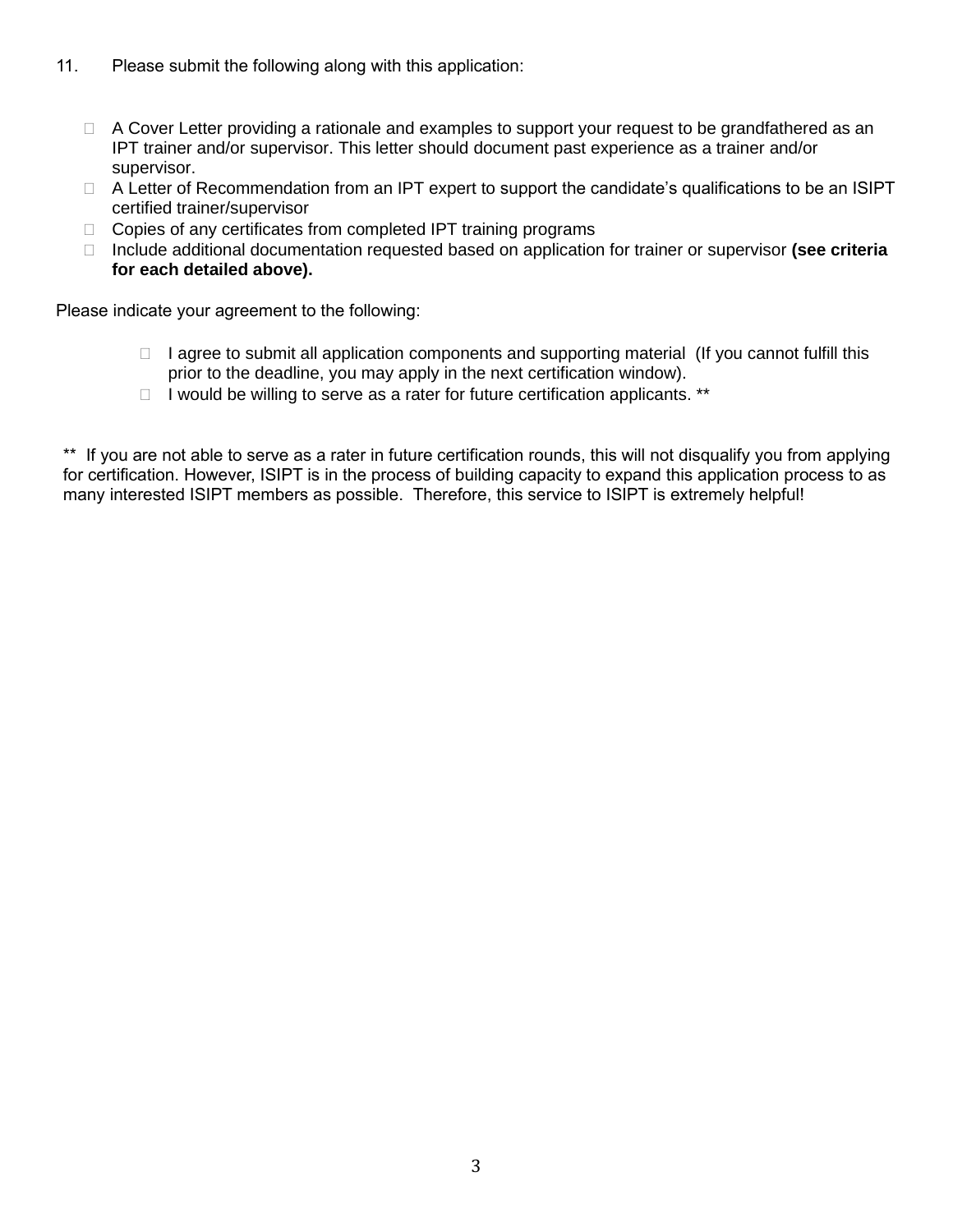11. Please submit the following along with this application:

- A Cover Letter providing a rationale and examples to support your request to be grandfathered as an IPT trainer and/or supervisor. This letter should document past experience as a trainer and/or supervisor.
- A Letter of Recommendation from an IPT expert to support the candidate's qualifications to be an ISIPT certified trainer/supervisor
- Copies of any certificates from completed IPT training programs
- Include additional documentation requested based on application for trainer or supervisor **(see criteria for each detailed above).**

Please indicate your agreement to the following:

- I agree to submit all application components and supporting material (If you cannot fulfill this prior to the deadline, you may apply in the next certification window).
- I would be willing to serve as a rater for future certification applicants. **

** If you are not able to serve as a rater in future certification rounds, this will not disqualify you from applying for certification. However, ISIPT is in the process of building capacity to expand this application process to as many interested ISIPT members as possible. Therefore, this service to ISIPT is extremely helpful!